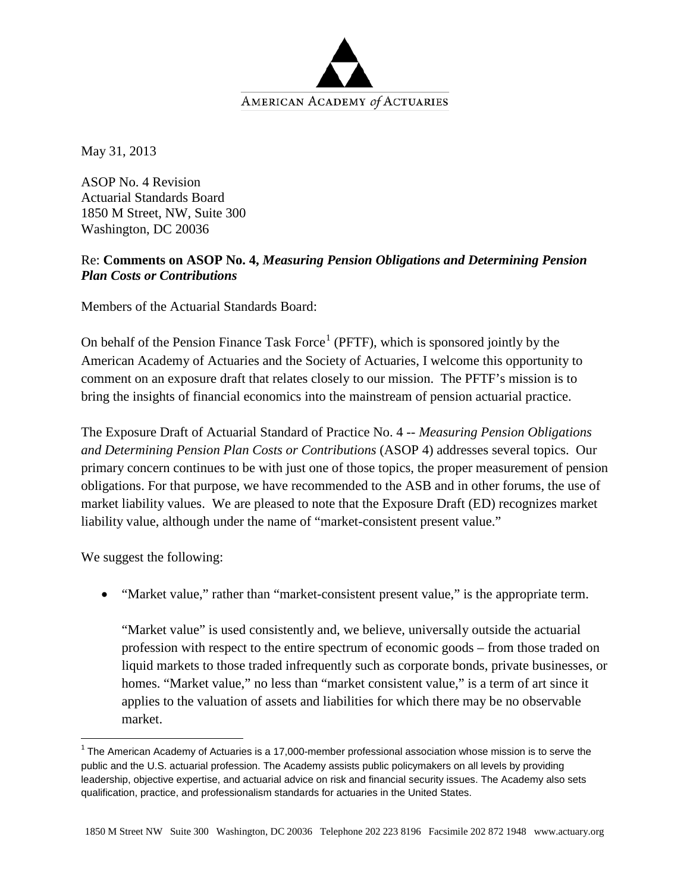AMERICAN ACADEMY *of* ACTUARIES

May 31, 2013

ASOP No. 4 Revision
Actuarial Standards Board
1850 M Street, NW, Suite 300
Washington, DC 20036

Re: **Comments on ASOP No. 4,** ***Measuring Pension Obligations and Determining Pension Plan Costs or Contributions***

Members of the Actuarial Standards Board:

On behalf of the Pension Finance Task Force[1] (PFTF), which is sponsored jointly by the American Academy of Actuaries and the Society of Actuaries, I welcome this opportunity to comment on an exposure draft that relates closely to our mission. The PFTF's mission is to bring the insights of financial economics into the mainstream of pension actuarial practice.

The Exposure Draft of Actuarial Standard of Practice No. 4 -- *Measuring Pension Obligations and Determining Pension Plan Costs or Contributions* (ASOP 4) addresses several topics. Our primary concern continues to be with just one of those topics, the proper measurement of pension obligations. For that purpose, we have recommended to the ASB and in other forums, the use of market liability values. We are pleased to note that the Exposure Draft (ED) recognizes market liability value, although under the name of "market-consistent present value."

We suggest the following:

- "Market value," rather than "market-consistent present value," is the appropriate term.

  "Market value" is used consistently and, we believe, universally outside the actuarial profession with respect to the entire spectrum of economic goods – from those traded on liquid markets to those traded infrequently such as corporate bonds, private businesses, or homes. "Market value," no less than "market consistent value," is a term of art since it applies to the valuation of assets and liabilities for which there may be no observable market.

[1] The American Academy of Actuaries is a 17,000-member professional association whose mission is to serve the public and the U.S. actuarial profession. The Academy assists public policymakers on all levels by providing leadership, objective expertise, and actuarial advice on risk and financial security issues. The Academy also sets qualification, practice, and professionalism standards for actuaries in the United States.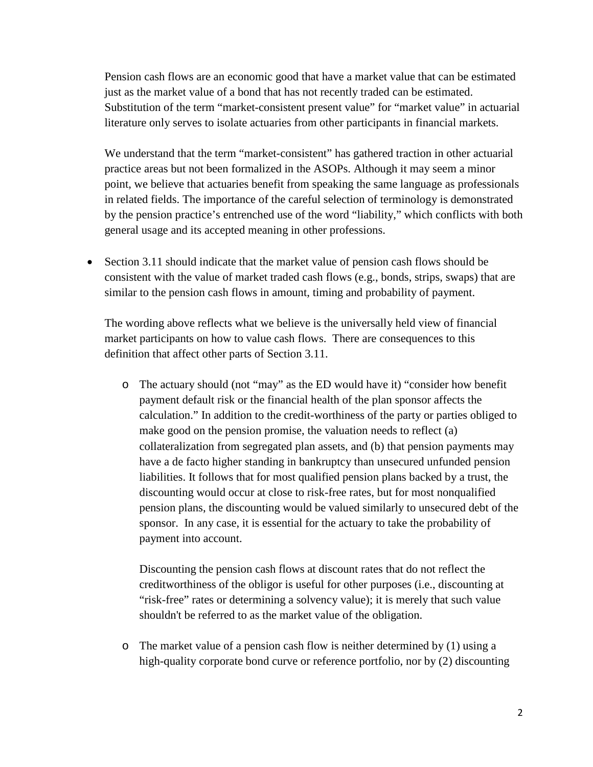Pension cash flows are an economic good that have a market value that can be estimated just as the market value of a bond that has not recently traded can be estimated. Substitution of the term "market-consistent present value" for "market value" in actuarial literature only serves to isolate actuaries from other participants in financial markets.

We understand that the term "market-consistent" has gathered traction in other actuarial practice areas but not been formalized in the ASOPs. Although it may seem a minor point, we believe that actuaries benefit from speaking the same language as professionals in related fields. The importance of the careful selection of terminology is demonstrated by the pension practice's entrenched use of the word "liability," which conflicts with both general usage and its accepted meaning in other professions.

- Section 3.11 should indicate that the market value of pension cash flows should be consistent with the value of market traded cash flows (e.g., bonds, strips, swaps) that are similar to the pension cash flows in amount, timing and probability of payment.

  The wording above reflects what we believe is the universally held view of financial market participants on how to value cash flows. There are consequences to this definition that affect other parts of Section 3.11.

  - The actuary should (not "may" as the ED would have it) "consider how benefit payment default risk or the financial health of the plan sponsor affects the calculation." In addition to the credit-worthiness of the party or parties obliged to make good on the pension promise, the valuation needs to reflect (a) collateralization from segregated plan assets, and (b) that pension payments may have a de facto higher standing in bankruptcy than unsecured unfunded pension liabilities. It follows that for most qualified pension plans backed by a trust, the discounting would occur at close to risk-free rates, but for most nonqualified pension plans, the discounting would be valued similarly to unsecured debt of the sponsor. In any case, it is essential for the actuary to take the probability of payment into account.

    Discounting the pension cash flows at discount rates that do not reflect the creditworthiness of the obligor is useful for other purposes (i.e., discounting at "risk-free" rates or determining a solvency value); it is merely that such value shouldn't be referred to as the market value of the obligation.

  - The market value of a pension cash flow is neither determined by (1) using a high-quality corporate bond curve or reference portfolio, nor by (2) discounting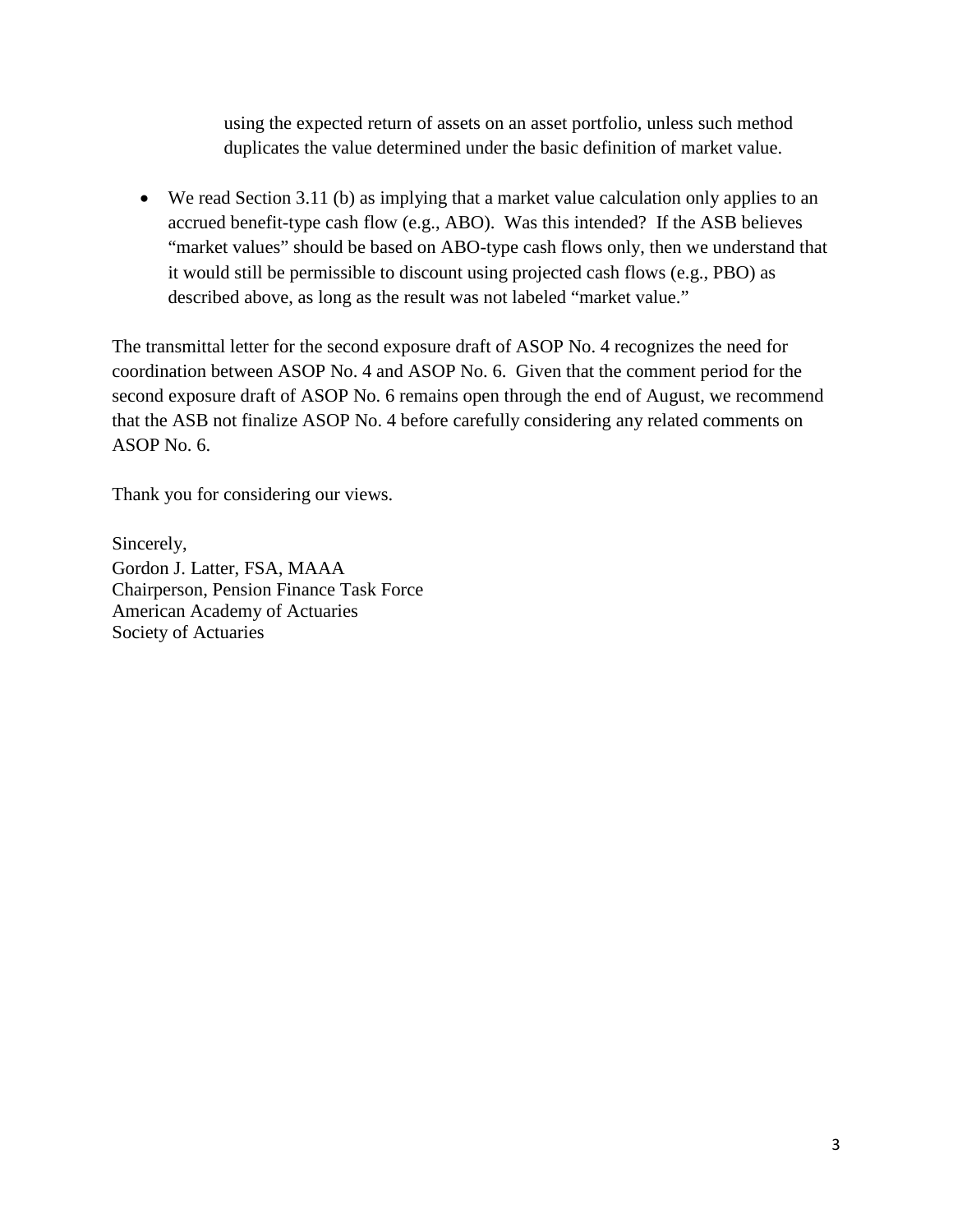using the expected return of assets on an asset portfolio, unless such method duplicates the value determined under the basic definition of market value.

- We read Section 3.11 (b) as implying that a market value calculation only applies to an accrued benefit-type cash flow (e.g., ABO). Was this intended? If the ASB believes "market values" should be based on ABO-type cash flows only, then we understand that it would still be permissible to discount using projected cash flows (e.g., PBO) as described above, as long as the result was not labeled "market value."

The transmittal letter for the second exposure draft of ASOP No. 4 recognizes the need for coordination between ASOP No. 4 and ASOP No. 6. Given that the comment period for the second exposure draft of ASOP No. 6 remains open through the end of August, we recommend that the ASB not finalize ASOP No. 4 before carefully considering any related comments on ASOP No. 6.

Thank you for considering our views.

Sincerely,
Gordon J. Latter, FSA, MAAA
Chairperson, Pension Finance Task Force
American Academy of Actuaries
Society of Actuaries